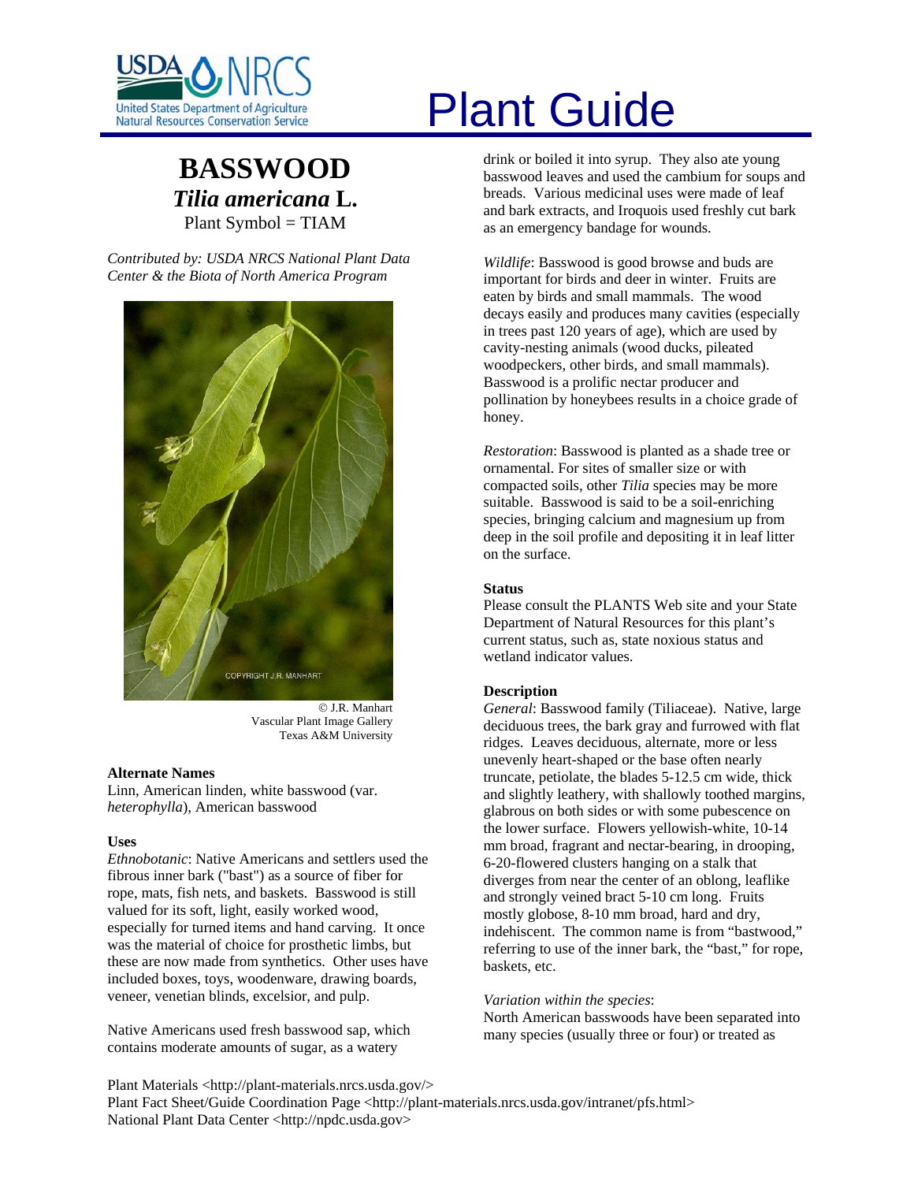# Plant Guide

# BASSWOOD

## *Tilia americana* L.

Plant Symbol = TIAM

*Contributed by: USDA NRCS National Plant Data Center & the Biota of North America Program*

© J.R. Manhart
Vascular Plant Image Gallery
Texas A&M University

### Alternate Names

Linn, American linden, white basswood (var. *heterophylla*), American basswood

### Uses

*Ethnobotanic*: Native Americans and settlers used the fibrous inner bark ("bast") as a source of fiber for rope, mats, fish nets, and baskets. Basswood is still valued for its soft, light, easily worked wood, especially for turned items and hand carving. It once was the material of choice for prosthetic limbs, but these are now made from synthetics. Other uses have included boxes, toys, woodenware, drawing boards, veneer, venetian blinds, excelsior, and pulp.

Native Americans used fresh basswood sap, which contains moderate amounts of sugar, as a watery drink or boiled it into syrup. They also ate young basswood leaves and used the cambium for soups and breads. Various medicinal uses were made of leaf and bark extracts, and Iroquois used freshly cut bark as an emergency bandage for wounds.

*Wildlife*: Basswood is good browse and buds are important for birds and deer in winter. Fruits are eaten by birds and small mammals. The wood decays easily and produces many cavities (especially in trees past 120 years of age), which are used by cavity-nesting animals (wood ducks, pileated woodpeckers, other birds, and small mammals). Basswood is a prolific nectar producer and pollination by honeybees results in a choice grade of honey.

*Restoration*: Basswood is planted as a shade tree or ornamental. For sites of smaller size or with compacted soils, other *Tilia* species may be more suitable. Basswood is said to be a soil-enriching species, bringing calcium and magnesium up from deep in the soil profile and depositing it in leaf litter on the surface.

### Status

Please consult the PLANTS Web site and your State Department of Natural Resources for this plant's current status, such as, state noxious status and wetland indicator values.

### Description

*General*: Basswood family (Tiliaceae). Native, large deciduous trees, the bark gray and furrowed with flat ridges. Leaves deciduous, alternate, more or less unevenly heart-shaped or the base often nearly truncate, petiolate, the blades 5-12.5 cm wide, thick and slightly leathery, with shallowly toothed margins, glabrous on both sides or with some pubescence on the lower surface. Flowers yellowish-white, 10-14 mm broad, fragrant and nectar-bearing, in drooping, 6-20-flowered clusters hanging on a stalk that diverges from near the center of an oblong, leaflike and strongly veined bract 5-10 cm long. Fruits mostly globose, 8-10 mm broad, hard and dry, indehiscent. The common name is from "bastwood," referring to use of the inner bark, the "bast," for rope, baskets, etc.

*Variation within the species*:
North American basswoods have been separated into many species (usually three or four) or treated as

Plant Materials <http://plant-materials.nrcs.usda.gov/>
Plant Fact Sheet/Guide Coordination Page <http://plant-materials.nrcs.usda.gov/intranet/pfs.html>
National Plant Data Center <http://npdc.usda.gov>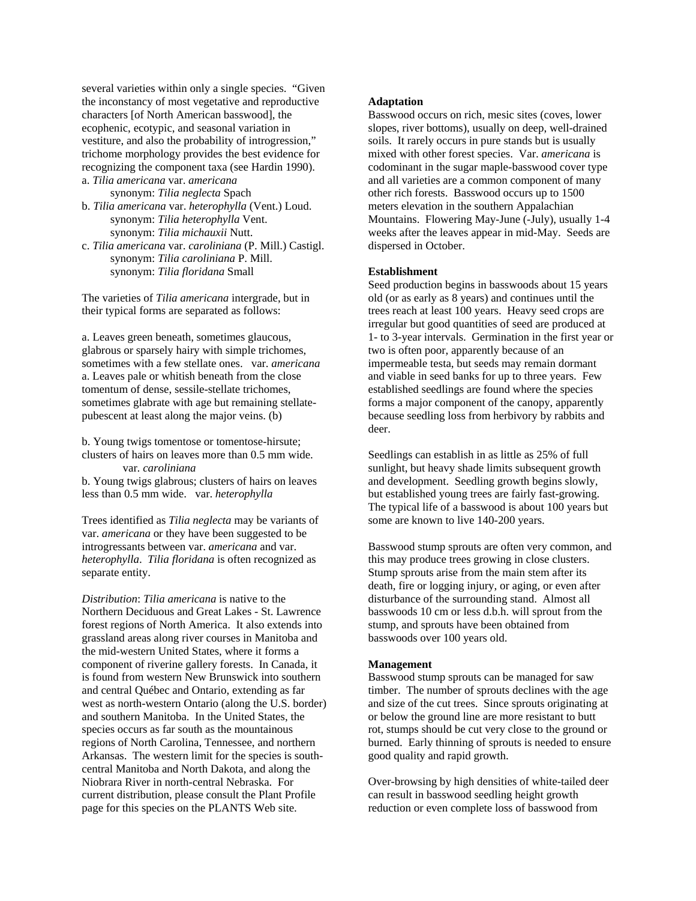several varieties within only a single species. "Given the inconstancy of most vegetative and reproductive characters [of North American basswood], the ecophenic, ecotypic, and seasonal variation in vestiture, and also the probability of introgression," trichome morphology provides the best evidence for recognizing the component taxa (see Hardin 1990).

a. *Tilia americana* var. *americana*
 synonym: *Tilia neglecta* Spach

b. *Tilia americana* var. *heterophylla* (Vent.) Loud.
 synonym: *Tilia heterophylla* Vent.
 synonym: *Tilia michauxii* Nutt.

c. *Tilia americana* var. *caroliniana* (P. Mill.) Castigl.
 synonym: *Tilia caroliniana* P. Mill.
 synonym: *Tilia floridana* Small

The varieties of *Tilia americana* intergrade, but in their typical forms are separated as follows:

a. Leaves green beneath, sometimes glaucous, glabrous or sparsely hairy with simple trichomes, sometimes with a few stellate ones. var. *americana*
a. Leaves pale or whitish beneath from the close tomentum of dense, sessile-stellate trichomes, sometimes glabrate with age but remaining stellate-pubescent at least along the major veins. (b)

b. Young twigs tomentose or tomentose-hirsute; clusters of hairs on leaves more than 0.5 mm wide. var. *caroliniana*
b. Young twigs glabrous; clusters of hairs on leaves less than 0.5 mm wide. var. *heterophylla*

Trees identified as *Tilia neglecta* may be variants of var. *americana* or they have been suggested to be introgressants between var. *americana* and var. *heterophylla*. *Tilia floridana* is often recognized as separate entity.

*Distribution*: *Tilia americana* is native to the Northern Deciduous and Great Lakes - St. Lawrence forest regions of North America. It also extends into grassland areas along river courses in Manitoba and the mid-western United States, where it forms a component of riverine gallery forests. In Canada, it is found from western New Brunswick into southern and central Québec and Ontario, extending as far west as north-western Ontario (along the U.S. border) and southern Manitoba. In the United States, the species occurs as far south as the mountainous regions of North Carolina, Tennessee, and northern Arkansas. The western limit for the species is south-central Manitoba and North Dakota, and along the Niobrara River in north-central Nebraska. For current distribution, please consult the Plant Profile page for this species on the PLANTS Web site.

**Adaptation**

Basswood occurs on rich, mesic sites (coves, lower slopes, river bottoms), usually on deep, well-drained soils. It rarely occurs in pure stands but is usually mixed with other forest species. Var. *americana* is codominant in the sugar maple-basswood cover type and all varieties are a common component of many other rich forests. Basswood occurs up to 1500 meters elevation in the southern Appalachian Mountains. Flowering May-June (-July), usually 1-4 weeks after the leaves appear in mid-May. Seeds are dispersed in October.

**Establishment**

Seed production begins in basswoods about 15 years old (or as early as 8 years) and continues until the trees reach at least 100 years. Heavy seed crops are irregular but good quantities of seed are produced at 1- to 3-year intervals. Germination in the first year or two is often poor, apparently because of an impermeable testa, but seeds may remain dormant and viable in seed banks for up to three years. Few established seedlings are found where the species forms a major component of the canopy, apparently because seedling loss from herbivory by rabbits and deer.

Seedlings can establish in as little as 25% of full sunlight, but heavy shade limits subsequent growth and development. Seedling growth begins slowly, but established young trees are fairly fast-growing. The typical life of a basswood is about 100 years but some are known to live 140-200 years.

Basswood stump sprouts are often very common, and this may produce trees growing in close clusters. Stump sprouts arise from the main stem after its death, fire or logging injury, or aging, or even after disturbance of the surrounding stand. Almost all basswoods 10 cm or less d.b.h. will sprout from the stump, and sprouts have been obtained from basswoods over 100 years old.

**Management**

Basswood stump sprouts can be managed for saw timber. The number of sprouts declines with the age and size of the cut trees. Since sprouts originating at or below the ground line are more resistant to butt rot, stumps should be cut very close to the ground or burned. Early thinning of sprouts is needed to ensure good quality and rapid growth.

Over-browsing by high densities of white-tailed deer can result in basswood seedling height growth reduction or even complete loss of basswood from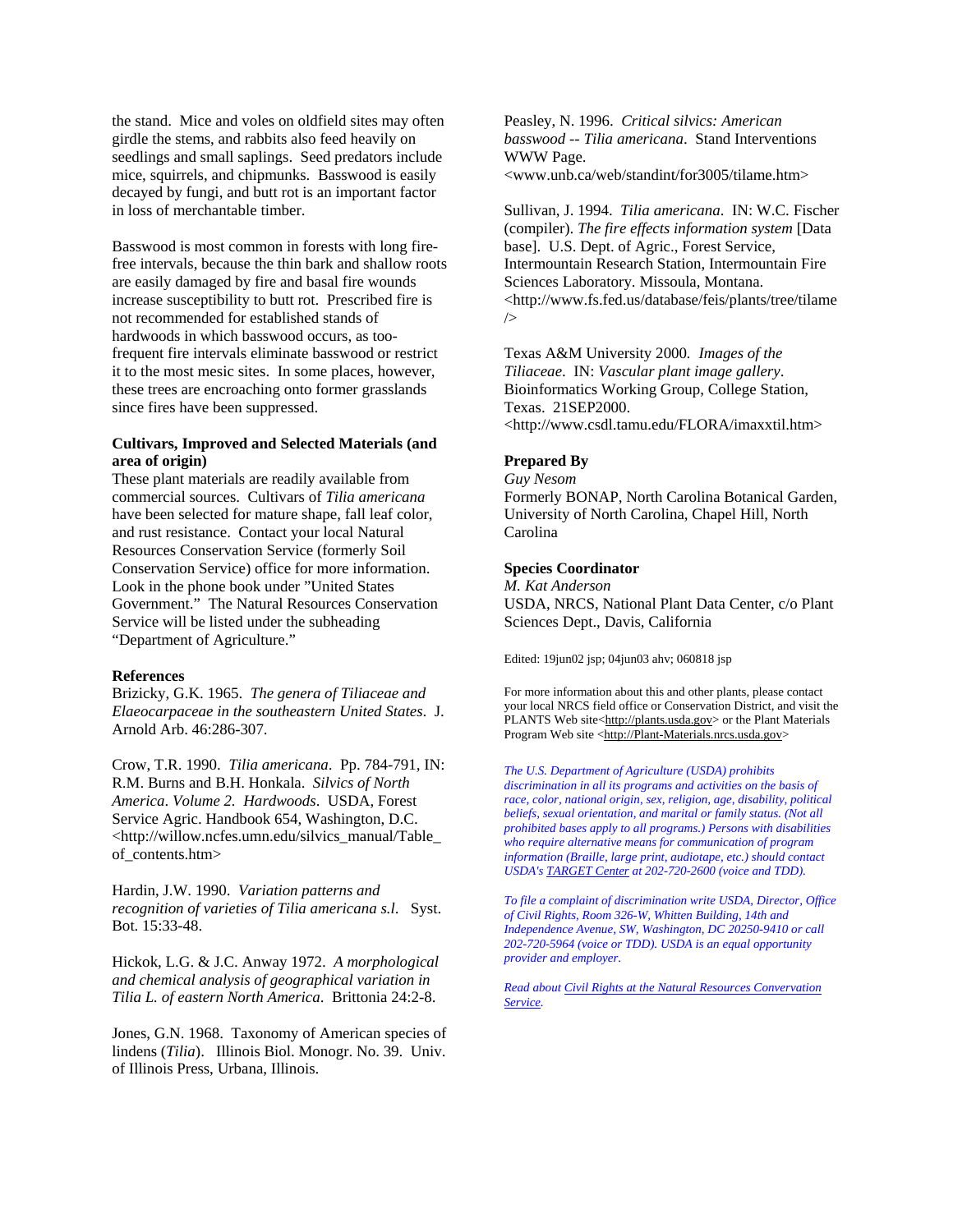the stand. Mice and voles on oldfield sites may often girdle the stems, and rabbits also feed heavily on seedlings and small saplings. Seed predators include mice, squirrels, and chipmunks. Basswood is easily decayed by fungi, and butt rot is an important factor in loss of merchantable timber.

Basswood is most common in forests with long fire-free intervals, because the thin bark and shallow roots are easily damaged by fire and basal fire wounds increase susceptibility to butt rot. Prescribed fire is not recommended for established stands of hardwoods in which basswood occurs, as too-frequent fire intervals eliminate basswood or restrict it to the most mesic sites. In some places, however, these trees are encroaching onto former grasslands since fires have been suppressed.

**Cultivars, Improved and Selected Materials (and area of origin)**

These plant materials are readily available from commercial sources. Cultivars of *Tilia americana* have been selected for mature shape, fall leaf color, and rust resistance. Contact your local Natural Resources Conservation Service (formerly Soil Conservation Service) office for more information. Look in the phone book under "United States Government." The Natural Resources Conservation Service will be listed under the subheading "Department of Agriculture."

**References**

Brizicky, G.K. 1965. *The genera of Tiliaceae and Elaeocarpaceae in the southeastern United States*. J. Arnold Arb. 46:286-307.

Crow, T.R. 1990. *Tilia americana*. Pp. 784-791, IN: R.M. Burns and B.H. Honkala. *Silvics of North America. Volume 2. Hardwoods*. USDA, Forest Service Agric. Handbook 654, Washington, D.C. <http://willow.ncfes.umn.edu/silvics_manual/Table_of_contents.htm>

Hardin, J.W. 1990. *Variation patterns and recognition of varieties of Tilia americana s.l.* Syst. Bot. 15:33-48.

Hickok, L.G. & J.C. Anway 1972. *A morphological and chemical analysis of geographical variation in Tilia L. of eastern North America*. Brittonia 24:2-8.

Jones, G.N. 1968. Taxonomy of American species of lindens (*Tilia*). Illinois Biol. Monogr. No. 39. Univ. of Illinois Press, Urbana, Illinois.

Peasley, N. 1996. *Critical silvics: American basswood -- Tilia americana*. Stand Interventions WWW Page. <www.unb.ca/web/standint/for3005/tilame.htm>

Sullivan, J. 1994. *Tilia americana*. IN: W.C. Fischer (compiler). *The fire effects information system* [Data base]. U.S. Dept. of Agric., Forest Service, Intermountain Research Station, Intermountain Fire Sciences Laboratory. Missoula, Montana. <http://www.fs.fed.us/database/feis/plants/tree/tilame/>

Texas A&M University 2000. *Images of the Tiliaceae*. IN: *Vascular plant image gallery*. Bioinformatics Working Group, College Station, Texas. 21SEP2000. <http://www.csdl.tamu.edu/FLORA/imaxxtil.htm>

**Prepared By**

*Guy Nesom*
Formerly BONAP, North Carolina Botanical Garden, University of North Carolina, Chapel Hill, North Carolina

**Species Coordinator**

*M. Kat Anderson*
USDA, NRCS, National Plant Data Center, c/o Plant Sciences Dept., Davis, California

Edited: 19jun02 jsp; 04jun03 ahv; 060818 jsp

For more information about this and other plants, please contact your local NRCS field office or Conservation District, and visit the PLANTS Web site<http://plants.usda.gov> or the Plant Materials Program Web site <http://Plant-Materials.nrcs.usda.gov>

*The U.S. Department of Agriculture (USDA) prohibits discrimination in all its programs and activities on the basis of race, color, national origin, sex, religion, age, disability, political beliefs, sexual orientation, and marital or family status. (Not all prohibited bases apply to all programs.) Persons with disabilities who require alternative means for communication of program information (Braille, large print, audiotape, etc.) should contact USDA's TARGET Center at 202-720-2600 (voice and TDD).*

*To file a complaint of discrimination write USDA, Director, Office of Civil Rights, Room 326-W, Whitten Building, 14th and Independence Avenue, SW, Washington, DC 20250-9410 or call 202-720-5964 (voice or TDD). USDA is an equal opportunity provider and employer.*

*Read about Civil Rights at the Natural Resources Convervation Service.*